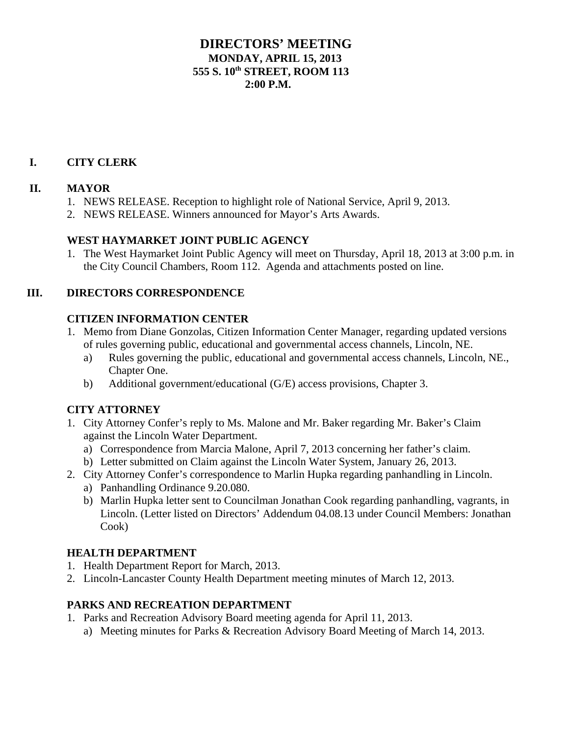# DIRECTORS' MEETING
## MONDAY, APRIL 15, 2013
## 555 S. 10th STREET, ROOM 113
## 2:00 P.M.

## I. CITY CLERK

## II. MAYOR

1. NEWS RELEASE. Reception to highlight role of National Service, April 9, 2013.
2. NEWS RELEASE. Winners announced for Mayor's Arts Awards.

### WEST HAYMARKET JOINT PUBLIC AGENCY

1. The West Haymarket Joint Public Agency will meet on Thursday, April 18, 2013 at 3:00 p.m. in the City Council Chambers, Room 112. Agenda and attachments posted on line.

## III. DIRECTORS CORRESPONDENCE

### CITIZEN INFORMATION CENTER

1. Memo from Diane Gonzolas, Citizen Information Center Manager, regarding updated versions of rules governing public, educational and governmental access channels, Lincoln, NE.
   a) Rules governing the public, educational and governmental access channels, Lincoln, NE., Chapter One.
   b) Additional government/educational (G/E) access provisions, Chapter 3.

### CITY ATTORNEY

1. City Attorney Confer's reply to Ms. Malone and Mr. Baker regarding Mr. Baker's Claim against the Lincoln Water Department.
   a) Correspondence from Marcia Malone, April 7, 2013 concerning her father's claim.
   b) Letter submitted on Claim against the Lincoln Water System, January 26, 2013.
2. City Attorney Confer's correspondence to Marlin Hupka regarding panhandling in Lincoln.
   a) Panhandling Ordinance 9.20.080.
   b) Marlin Hupka letter sent to Councilman Jonathan Cook regarding panhandling, vagrants, in Lincoln. (Letter listed on Directors' Addendum 04.08.13 under Council Members: Jonathan Cook)

### HEALTH DEPARTMENT

1. Health Department Report for March, 2013.
2. Lincoln-Lancaster County Health Department meeting minutes of March 12, 2013.

### PARKS AND RECREATION DEPARTMENT

1. Parks and Recreation Advisory Board meeting agenda for April 11, 2013.
   a) Meeting minutes for Parks & Recreation Advisory Board Meeting of March 14, 2013.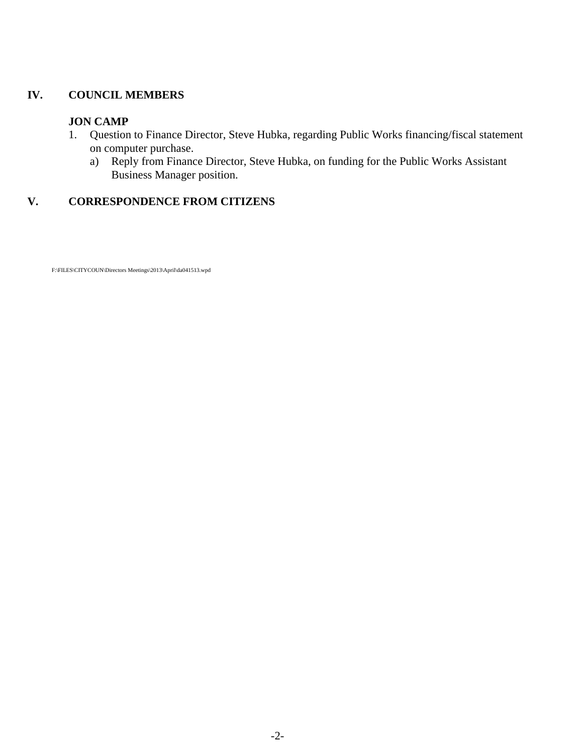## IV. COUNCIL MEMBERS

**JON CAMP**

1. Question to Finance Director, Steve Hubka, regarding Public Works financing/fiscal statement on computer purchase.
   a) Reply from Finance Director, Steve Hubka, on funding for the Public Works Assistant Business Manager position.

## V. CORRESPONDENCE FROM CITIZENS

F:\FILES\CITYCOUN\Directors Meetings\2013\April\da041513.wpd